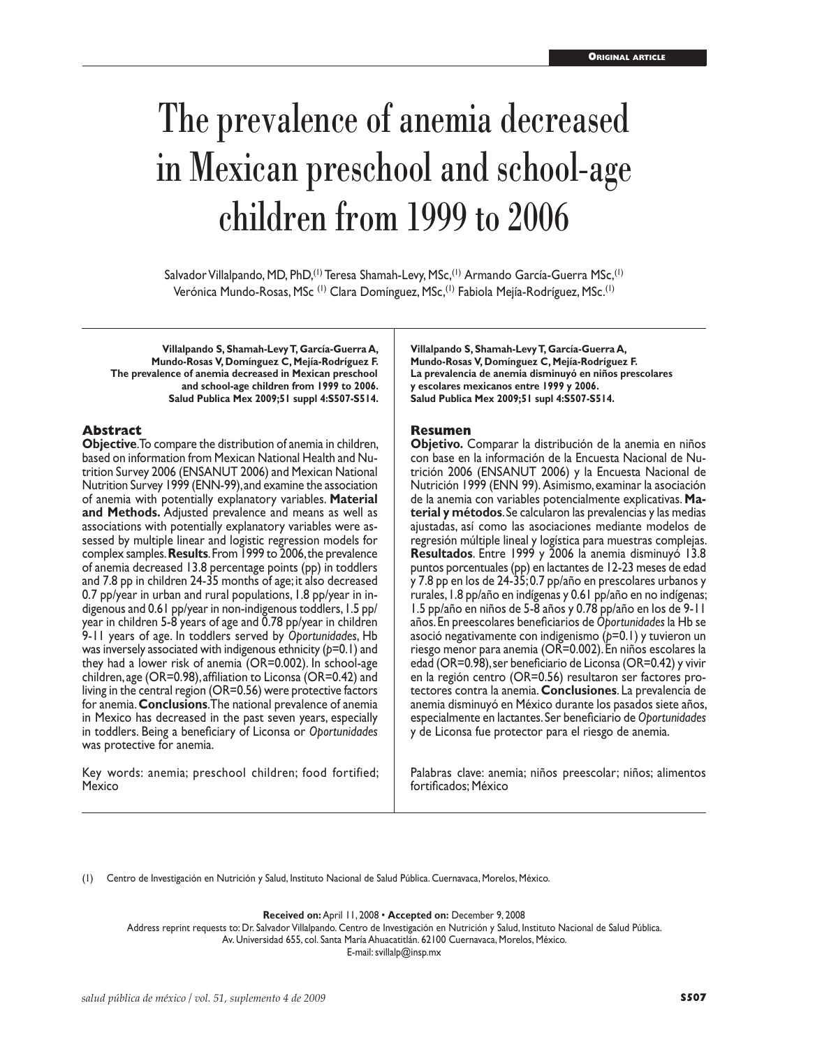# The prevalence of anemia decreased in Mexican preschool and school-age children from 1999 to 2006

Salvador Villalpando, MD, PhD,[1] Teresa Shamah-Levy, MSc,[1] Armando García-Guerra MSc,[1] Verónica Mundo-Rosas, MSc [1] Clara Domínguez, MSc,[1] Fabiola Mejía-Rodríguez, MSc.[1]

**Villalpando S, Shamah-Levy T, García-Guerra A, Mundo-Rosas V, Domínguez C, Mejía-Rodríguez F. The prevalence of anemia decreased in Mexican preschool and school-age children from 1999 to 2006. Salud Publica Mex 2009;51 suppl 4:S507-S514.**

## Abstract

**Objective**. To compare the distribution of anemia in children, based on information from Mexican National Health and Nutrition Survey 2006 (ENSANUT 2006) and Mexican National Nutrition Survey 1999 (ENN-99), and examine the association of anemia with potentially explanatory variables. **Material and Methods.** Adjusted prevalence and means as well as associations with potentially explanatory variables were assessed by multiple linear and logistic regression models for complex samples. **Results**. From 1999 to 2006, the prevalence of anemia decreased 13.8 percentage points (pp) in toddlers and 7.8 pp in children 24-35 months of age; it also decreased 0.7 pp/year in urban and rural populations, 1.8 pp/year in indigenous and 0.61 pp/year in non-indigenous toddlers, 1.5 pp/year in children 5-8 years of age and 0.78 pp/year in children 9-11 years of age. In toddlers served by *Oportunidades*, Hb was inversely associated with indigenous ethnicity ($p=0.1$) and they had a lower risk of anemia (OR=0.002). In school-age children, age (OR=0.98), affiliation to Liconsa (OR=0.42) and living in the central region (OR=0.56) were protective factors for anemia. **Conclusions**. The national prevalence of anemia in Mexico has decreased in the past seven years, especially in toddlers. Being a beneficiary of Liconsa or *Oportunidades* was protective for anemia.

Key words: anemia; preschool children; food fortified; Mexico

**Villalpando S, Shamah-Levy T, García-Guerra A, Mundo-Rosas V, Domínguez C, Mejía-Rodríguez F. La prevalencia de anemia disminuyó en niños prescolares y escolares mexicanos entre 1999 y 2006. Salud Publica Mex 2009;51 supl 4:S507-S514.**

## Resumen

**Objetivo.** Comparar la distribución de la anemia en niños con base en la información de la Encuesta Nacional de Nutrición 2006 (ENSANUT 2006) y la Encuesta Nacional de Nutrición 1999 (ENN 99). Asimismo, examinar la asociación de la anemia con variables potencialmente explicativas. **Material y métodos**. Se calcularon las prevalencias y las medias ajustadas, así como las asociaciones mediante modelos de regresión múltiple lineal y logística para muestras complejas. **Resultados**. Entre 1999 y 2006 la anemia disminuyó 13.8 puntos porcentuales (pp) en lactantes de 12-23 meses de edad y 7.8 pp en los de 24-35; 0.7 pp/año en prescolares urbanos y rurales, 1.8 pp/año en indígenas y 0.61 pp/año en no indígenas; 1.5 pp/año en niños de 5-8 años y 0.78 pp/año en los de 9-11 años. En preescolares beneficiarios de *Oportunidades* la Hb se asoció negativamente con indigenismo ($p=0.1$) y tuvieron un riesgo menor para anemia (OR=0.002). En niños escolares la edad (OR=0.98), ser beneficiario de Liconsa (OR=0.42) y vivir en la región centro (OR=0.56) resultaron ser factores protectores contra la anemia. **Conclusiones**. La prevalencia de anemia disminuyó en México durante los pasados siete años, especialmente en lactantes. Ser beneficiario de *Oportunidades* y de Liconsa fue protector para el riesgo de anemia.

Palabras clave: anemia; niños preescolar; niños; alimentos fortificados; México

(1) Centro de Investigación en Nutrición y Salud, Instituto Nacional de Salud Pública. Cuernavaca, Morelos, México.

**Received on:** April 11, 2008 • **Accepted on:** December 9, 2008

Address reprint requests to: Dr. Salvador Villalpando. Centro de Investigación en Nutrición y Salud, Instituto Nacional de Salud Pública. Av. Universidad 655, col. Santa María Ahuacatitlán. 62100 Cuernavaca, Morelos, México.

E-mail: svillalp@insp.mx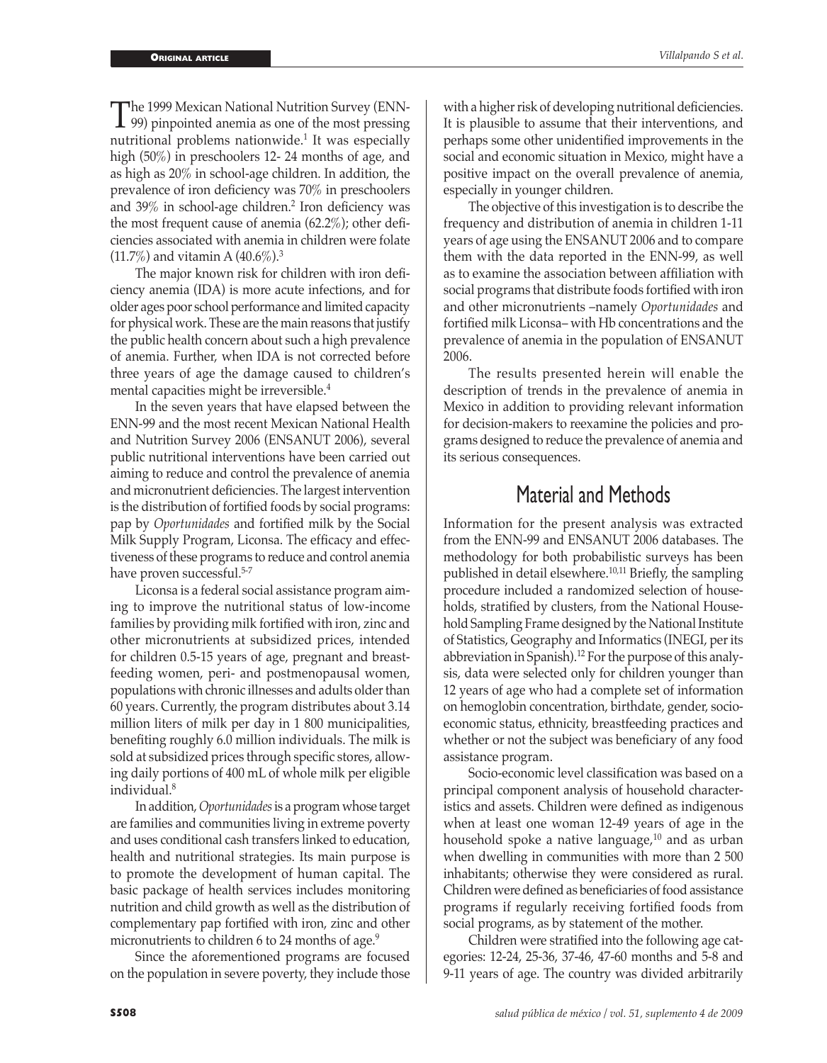The 1999 Mexican National Nutrition Survey (ENN-99) pinpointed anemia as one of the most pressing nutritional problems nationwide.[1] It was especially high (50%) in preschoolers 12- 24 months of age, and as high as 20% in school-age children. In addition, the prevalence of iron deficiency was 70% in preschoolers and 39% in school-age children.[2] Iron deficiency was the most frequent cause of anemia (62.2%); other deficiencies associated with anemia in children were folate (11.7%) and vitamin A (40.6%).[3]

The major known risk for children with iron deficiency anemia (IDA) is more acute infections, and for older ages poor school performance and limited capacity for physical work. These are the main reasons that justify the public health concern about such a high prevalence of anemia. Further, when IDA is not corrected before three years of age the damage caused to children's mental capacities might be irreversible.[4]

In the seven years that have elapsed between the ENN-99 and the most recent Mexican National Health and Nutrition Survey 2006 (ENSANUT 2006), several public nutritional interventions have been carried out aiming to reduce and control the prevalence of anemia and micronutrient deficiencies. The largest intervention is the distribution of fortified foods by social programs: pap by *Oportunidades* and fortified milk by the Social Milk Supply Program, Liconsa. The efficacy and effectiveness of these programs to reduce and control anemia have proven successful.[5-7]

Liconsa is a federal social assistance program aiming to improve the nutritional status of low-income families by providing milk fortified with iron, zinc and other micronutrients at subsidized prices, intended for children 0.5-15 years of age, pregnant and breastfeeding women, peri- and postmenopausal women, populations with chronic illnesses and adults older than 60 years. Currently, the program distributes about 3.14 million liters of milk per day in 1 800 municipalities, benefiting roughly 6.0 million individuals. The milk is sold at subsidized prices through specific stores, allowing daily portions of 400 mL of whole milk per eligible individual.[8]

In addition, *Oportunidades* is a program whose target are families and communities living in extreme poverty and uses conditional cash transfers linked to education, health and nutritional strategies. Its main purpose is to promote the development of human capital. The basic package of health services includes monitoring nutrition and child growth as well as the distribution of complementary pap fortified with iron, zinc and other micronutrients to children 6 to 24 months of age.[9]

Since the aforementioned programs are focused on the population in severe poverty, they include those with a higher risk of developing nutritional deficiencies. It is plausible to assume that their interventions, and perhaps some other unidentified improvements in the social and economic situation in Mexico, might have a positive impact on the overall prevalence of anemia, especially in younger children.

The objective of this investigation is to describe the frequency and distribution of anemia in children 1-11 years of age using the ENSANUT 2006 and to compare them with the data reported in the ENN-99, as well as to examine the association between affiliation with social programs that distribute foods fortified with iron and other micronutrients –namely *Oportunidades* and fortified milk Liconsa– with Hb concentrations and the prevalence of anemia in the population of ENSANUT 2006.

The results presented herein will enable the description of trends in the prevalence of anemia in Mexico in addition to providing relevant information for decision-makers to reexamine the policies and programs designed to reduce the prevalence of anemia and its serious consequences.

## Material and Methods

Information for the present analysis was extracted from the ENN-99 and ENSANUT 2006 databases. The methodology for both probabilistic surveys has been published in detail elsewhere.[10,11] Briefly, the sampling procedure included a randomized selection of households, stratified by clusters, from the National Household Sampling Frame designed by the National Institute of Statistics, Geography and Informatics (INEGI, per its abbreviation in Spanish).[12] For the purpose of this analysis, data were selected only for children younger than 12 years of age who had a complete set of information on hemoglobin concentration, birthdate, gender, socioeconomic status, ethnicity, breastfeeding practices and whether or not the subject was beneficiary of any food assistance program.

Socio-economic level classification was based on a principal component analysis of household characteristics and assets. Children were defined as indigenous when at least one woman 12-49 years of age in the household spoke a native language,[10] and as urban when dwelling in communities with more than 2 500 inhabitants; otherwise they were considered as rural. Children were defined as beneficiaries of food assistance programs if regularly receiving fortified foods from social programs, as by statement of the mother.

Children were stratified into the following age categories: 12-24, 25-36, 37-46, 47-60 months and 5-8 and 9-11 years of age. The country was divided arbitrarily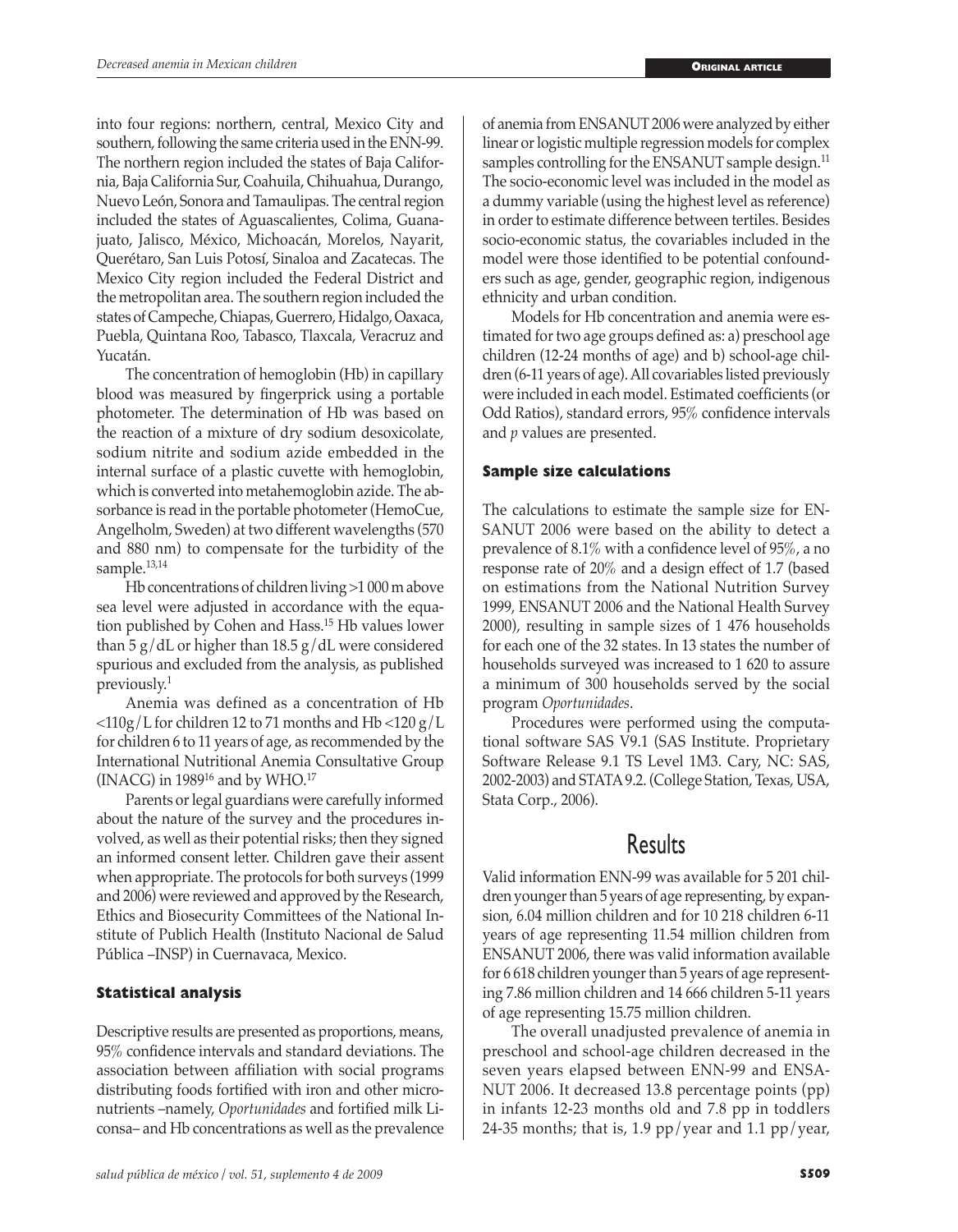into four regions: northern, central, Mexico City and southern, following the same criteria used in the ENN-99. The northern region included the states of Baja California, Baja California Sur, Coahuila, Chihuahua, Durango, Nuevo León, Sonora and Tamaulipas. The central region included the states of Aguascalientes, Colima, Guanajuato, Jalisco, México, Michoacán, Morelos, Nayarit, Querétaro, San Luis Potosí, Sinaloa and Zacatecas. The Mexico City region included the Federal District and the metropolitan area. The southern region included the states of Campeche, Chiapas, Guerrero, Hidalgo, Oaxaca, Puebla, Quintana Roo, Tabasco, Tlaxcala, Veracruz and Yucatán.

The concentration of hemoglobin (Hb) in capillary blood was measured by fingerprick using a portable photometer. The determination of Hb was based on the reaction of a mixture of dry sodium desoxicolate, sodium nitrite and sodium azide embedded in the internal surface of a plastic cuvette with hemoglobin, which is converted into metahemoglobin azide. The absorbance is read in the portable photometer (HemoCue, Angelholm, Sweden) at two different wavelengths (570 and 880 nm) to compensate for the turbidity of the sample.[13,14]

Hb concentrations of children living >1 000 m above sea level were adjusted in accordance with the equation published by Cohen and Hass.[15] Hb values lower than 5 g/dL or higher than 18.5 g/dL were considered spurious and excluded from the analysis, as published previously.[1]

Anemia was defined as a concentration of Hb <110g/L for children 12 to 71 months and Hb <120 g/L for children 6 to 11 years of age, as recommended by the International Nutritional Anemia Consultative Group (INACG) in 1989[16] and by WHO.[17]

Parents or legal guardians were carefully informed about the nature of the survey and the procedures involved, as well as their potential risks; then they signed an informed consent letter. Children gave their assent when appropriate. The protocols for both surveys (1999 and 2006) were reviewed and approved by the Research, Ethics and Biosecurity Committees of the National Institute of Publich Health (Instituto Nacional de Salud Pública –INSP) in Cuernavaca, Mexico.

### Statistical analysis

Descriptive results are presented as proportions, means, 95% confidence intervals and standard deviations. The association between affiliation with social programs distributing foods fortified with iron and other micronutrients –namely, *Oportunidades* and fortified milk Liconsa– and Hb concentrations as well as the prevalence of anemia from ENSANUT 2006 were analyzed by either linear or logistic multiple regression models for complex samples controlling for the ENSANUT sample design.[11] The socio-economic level was included in the model as a dummy variable (using the highest level as reference) in order to estimate difference between tertiles. Besides socio-economic status, the covariables included in the model were those identified to be potential confounders such as age, gender, geographic region, indigenous ethnicity and urban condition.

Models for Hb concentration and anemia were estimated for two age groups defined as: a) preschool age children (12-24 months of age) and b) school-age children (6-11 years of age). All covariables listed previously were included in each model. Estimated coefficients (or Odd Ratios), standard errors, 95% confidence intervals and *p* values are presented.

### Sample size calculations

The calculations to estimate the sample size for ENSANUT 2006 were based on the ability to detect a prevalence of 8.1% with a confidence level of 95%, a no response rate of 20% and a design effect of 1.7 (based on estimations from the National Nutrition Survey 1999, ENSANUT 2006 and the National Health Survey 2000), resulting in sample sizes of 1 476 households for each one of the 32 states. In 13 states the number of households surveyed was increased to 1 620 to assure a minimum of 300 households served by the social program *Oportunidades*.

Procedures were performed using the computational software SAS V9.1 (SAS Institute. Proprietary Software Release 9.1 TS Level 1M3. Cary, NC: SAS, 2002-2003) and STATA 9.2. (College Station, Texas, USA, Stata Corp., 2006).

## Results

Valid information ENN-99 was available for 5 201 children younger than 5 years of age representing, by expansion, 6.04 million children and for 10 218 children 6-11 years of age representing 11.54 million children from ENSANUT 2006, there was valid information available for 6 618 children younger than 5 years of age representing 7.86 million children and 14 666 children 5-11 years of age representing 15.75 million children.

The overall unadjusted prevalence of anemia in preschool and school-age children decreased in the seven years elapsed between ENN-99 and ENSANUT 2006. It decreased 13.8 percentage points (pp) in infants 12-23 months old and 7.8 pp in toddlers 24-35 months; that is, 1.9 pp/year and 1.1 pp/year,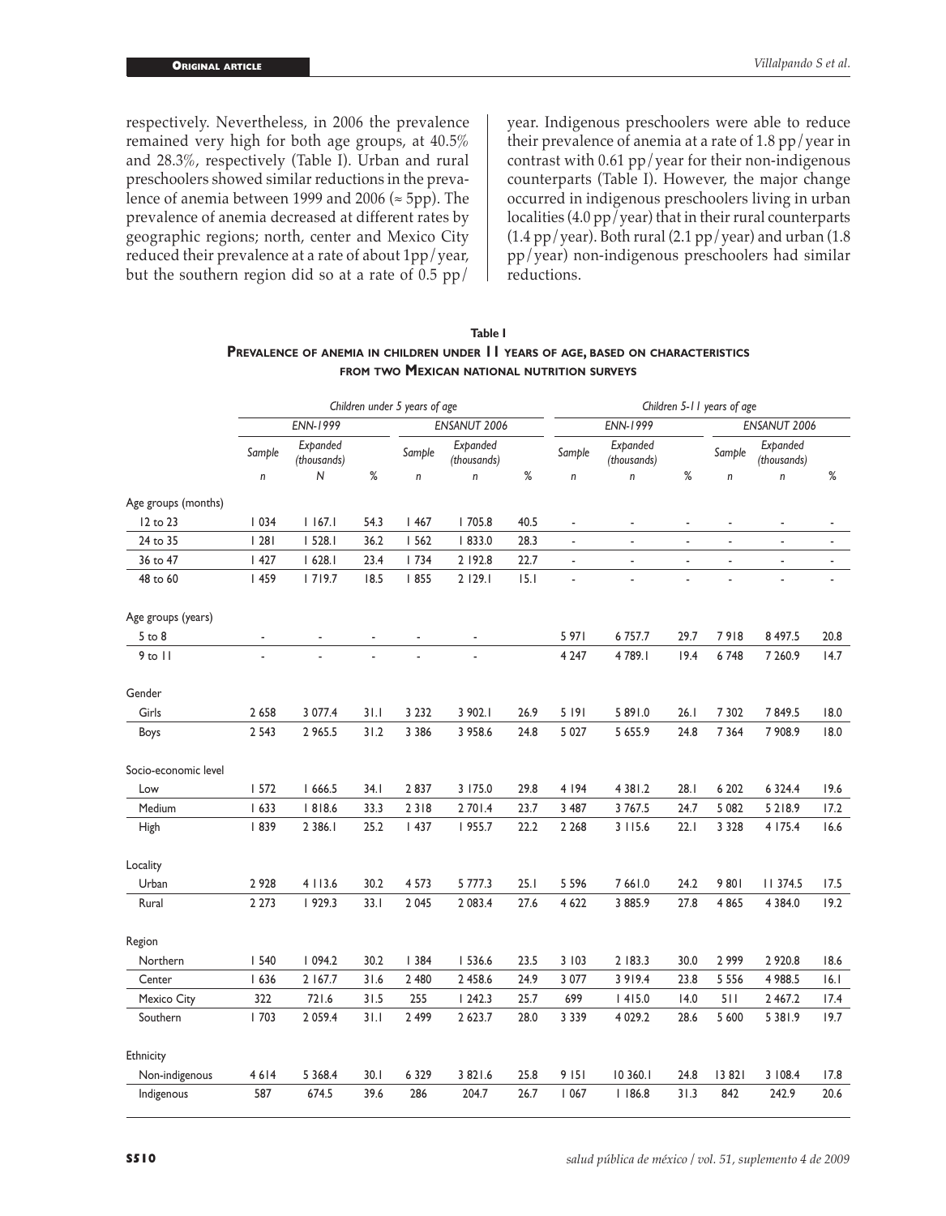respectively. Nevertheless, in 2006 the prevalence remained very high for both age groups, at 40.5% and 28.3%, respectively (Table I). Urban and rural preschoolers showed similar reductions in the prevalence of anemia between 1999 and 2006 (≈ 5pp). The prevalence of anemia decreased at different rates by geographic regions; north, center and Mexico City reduced their prevalence at a rate of about 1pp/year, but the southern region did so at a rate of 0.5 pp/year. Indigenous preschoolers were able to reduce their prevalence of anemia at a rate of 1.8 pp/year in contrast with 0.61 pp/year for their non-indigenous counterparts (Table I). However, the major change occurred in indigenous preschoolers living in urban localities (4.0 pp/year) that in their rural counterparts (1.4 pp/year). Both rural (2.1 pp/year) and urban (1.8 pp/year) non-indigenous preschoolers had similar reductions.

**Table I**

**Prevalence of anemia in children under 11 years of age, based on characteristics from two Mexican national nutrition surveys**

| | *Children under 5 years of age* | | | | | | *Children 5-11 years of age* | | | | | |
|---|---|---|---|---|---|---|---|---|---|---|---|---|
| | *ENN-1999* | | | *ENSANUT 2006* | | | *ENN-1999* | | | *ENSANUT 2006* | | |
| | *Sample* | *Expanded (thousands)* | | *Sample* | *Expanded (thousands)* | | *Sample* | *Expanded (thousands)* | | *Sample* | *Expanded (thousands)* | |
| | *n* | *N* | *%* | *n* | *n* | *%* | *n* | *n* | *%* | *n* | *n* | *%* |
| Age groups (months) | | | | | | | | | | | | |
| 12 to 23 | 1 034 | 1 167.1 | 54.3 | 1 467 | 1 705.8 | 40.5 | - | - | - | - | - | - |
| 24 to 35 | 1 281 | 1 528.1 | 36.2 | 1 562 | 1 833.0 | 28.3 | - | - | - | - | - | - |
| 36 to 47 | 1 427 | 1 628.1 | 23.4 | 1 734 | 2 192.8 | 22.7 | - | - | - | - | - | - |
| 48 to 60 | 1 459 | 1 719.7 | 18.5 | 1 855 | 2 129.1 | 15.1 | - | - | - | - | - | - |
| Age groups (years) | | | | | | | | | | | | |
| 5 to 8 | - | - | - | - | - | | 5 971 | 6 757.7 | 29.7 | 7 918 | 8 497.5 | 20.8 |
| 9 to 11 | - | - | - | - | - | | 4 247 | 4 789.1 | 19.4 | 6 748 | 7 260.9 | 14.7 |
| Gender | | | | | | | | | | | | |
| Girls | 2 658 | 3 077.4 | 31.1 | 3 232 | 3 902.1 | 26.9 | 5 191 | 5 891.0 | 26.1 | 7 302 | 7 849.5 | 18.0 |
| Boys | 2 543 | 2 965.5 | 31.2 | 3 386 | 3 958.6 | 24.8 | 5 027 | 5 655.9 | 24.8 | 7 364 | 7 908.9 | 18.0 |
| Socio-economic level | | | | | | | | | | | | |
| Low | 1 572 | 1 666.5 | 34.1 | 2 837 | 3 175.0 | 29.8 | 4 194 | 4 381.2 | 28.1 | 6 202 | 6 324.4 | 19.6 |
| Medium | 1 633 | 1 818.6 | 33.3 | 2 318 | 2 701.4 | 23.7 | 3 487 | 3 767.5 | 24.7 | 5 082 | 5 218.9 | 17.2 |
| High | 1 839 | 2 386.1 | 25.2 | 1 437 | 1 955.7 | 22.2 | 2 268 | 3 115.6 | 22.1 | 3 328 | 4 175.4 | 16.6 |
| Locality | | | | | | | | | | | | |
| Urban | 2 928 | 4 113.6 | 30.2 | 4 573 | 5 777.3 | 25.1 | 5 596 | 7 661.0 | 24.2 | 9 801 | 11 374.5 | 17.5 |
| Rural | 2 273 | 1 929.3 | 33.1 | 2 045 | 2 083.4 | 27.6 | 4 622 | 3 885.9 | 27.8 | 4 865 | 4 384.0 | 19.2 |
| Region | | | | | | | | | | | | |
| Northern | 1 540 | 1 094.2 | 30.2 | 1 384 | 1 536.6 | 23.5 | 3 103 | 2 183.3 | 30.0 | 2 999 | 2 920.8 | 18.6 |
| Center | 1 636 | 2 167.7 | 31.6 | 2 480 | 2 458.6 | 24.9 | 3 077 | 3 919.4 | 23.8 | 5 556 | 4 988.5 | 16.1 |
| Mexico City | 322 | 721.6 | 31.5 | 255 | 1 242.3 | 25.7 | 699 | 1 415.0 | 14.0 | 511 | 2 467.2 | 17.4 |
| Southern | 1 703 | 2 059.4 | 31.1 | 2 499 | 2 623.7 | 28.0 | 3 339 | 4 029.2 | 28.6 | 5 600 | 5 381.9 | 19.7 |
| Ethnicity | | | | | | | | | | | | |
| Non-indigenous | 4 614 | 5 368.4 | 30.1 | 6 329 | 3 821.6 | 25.8 | 9 151 | 10 360.1 | 24.8 | 13 821 | 3 108.4 | 17.8 |
| Indigenous | 587 | 674.5 | 39.6 | 286 | 204.7 | 26.7 | 1 067 | 1 186.8 | 31.3 | 842 | 242.9 | 20.6 |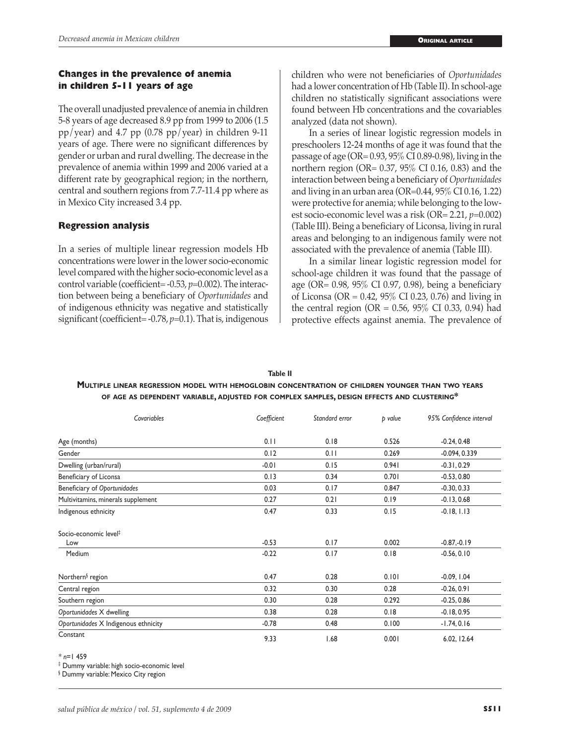### Changes in the prevalence of anemia in children 5-11 years of age

The overall unadjusted prevalence of anemia in children 5-8 years of age decreased 8.9 pp from 1999 to 2006 (1.5 pp/year) and 4.7 pp (0.78 pp/year) in children 9-11 years of age. There were no significant differences by gender or urban and rural dwelling. The decrease in the prevalence of anemia within 1999 and 2006 varied at a different rate by geographical region; in the northern, central and southern regions from 7.7-11.4 pp where as in Mexico City increased 3.4 pp.

### Regression analysis

In a series of multiple linear regression models Hb concentrations were lower in the lower socio-economic level compared with the higher socio-economic level as a control variable (coefficient= -0.53, $p$=0.002). The interaction between being a beneficiary of *Oportunidades* and of indigenous ethnicity was negative and statistically significant (coefficient= -0.78, $p$=0.1). That is, indigenous children who were not beneficiaries of *Oportunidades* had a lower concentration of Hb (Table II). In school-age children no statistically significant associations were found between Hb concentrations and the covariables analyzed (data not shown).

In a series of linear logistic regression models in preschoolers 12-24 months of age it was found that the passage of age (OR= 0.93, 95% CI 0.89-0.98), living in the northern region (OR= 0.37, 95% CI 0.16, 0.83) and the interaction between being a beneficiary of *Oportunidades* and living in an urban area (OR=0.44, 95% CI 0.16, 1.22) were protective for anemia; while belonging to the lowest socio-economic level was a risk (OR= 2.21, $p$=0.002) (Table III). Being a beneficiary of Liconsa, living in rural areas and belonging to an indigenous family were not associated with the prevalence of anemia (Table III).

In a similar linear logistic regression model for school-age children it was found that the passage of age (OR= 0.98, 95% CI 0.97, 0.98), being a beneficiary of Liconsa (OR = 0.42, 95% CI 0.23, 0.76) and living in the central region (OR = 0.56, 95% CI 0.33, 0.94) had protective effects against anemia. The prevalence of

**Table II**

**Multiple linear regression model with hemoglobin concentration of children younger than two years of age as dependent variable, adjusted for complex samples, design effects and clustering***

| Covariables | Coefficient | Standard error | p value | 95% Confidence interval |
|---|---|---|---|---|
| Age (months) | 0.11 | 0.18 | 0.526 | -0.24, 0.48 |
| Gender | 0.12 | 0.11 | 0.269 | -0.094, 0.339 |
| Dwelling (urban/rural) | -0.01 | 0.15 | 0.941 | -0.31, 0.29 |
| Beneficiary of Liconsa | 0.13 | 0.34 | 0.701 | -0.53, 0.80 |
| Beneficiary of *Oportunidades* | 0.03 | 0.17 | 0.847 | -0.30, 0.33 |
| Multivitamins, minerals supplement | 0.27 | 0.21 | 0.19 | -0.13, 0.68 |
| Indigenous ethnicity | 0.47 | 0.33 | 0.15 | -0.18, 1.13 |
| Socio-economic level‡ | | | | |
| Low | -0.53 | 0.17 | 0.002 | -0.87,-0.19 |
| Medium | -0.22 | 0.17 | 0.18 | -0.56, 0.10 |
| Northern§ region | 0.47 | 0.28 | 0.101 | -0.09, 1.04 |
| Central region | 0.32 | 0.30 | 0.28 | -0.26, 0.91 |
| Southern region | 0.30 | 0.28 | 0.292 | -0.25, 0.86 |
| *Oportunidades* X dwelling | 0.38 | 0.28 | 0.18 | -0.18, 0.95 |
| *Oportunidades* X Indigenous ethnicity | -0.78 | 0.48 | 0.100 | -1.74, 0.16 |
| Constant | 9.33 | 1.68 | 0.001 | 6.02, 12.64 |

* $n$=1 459

‡ Dummy variable: high socio-economic level

§ Dummy variable: Mexico City region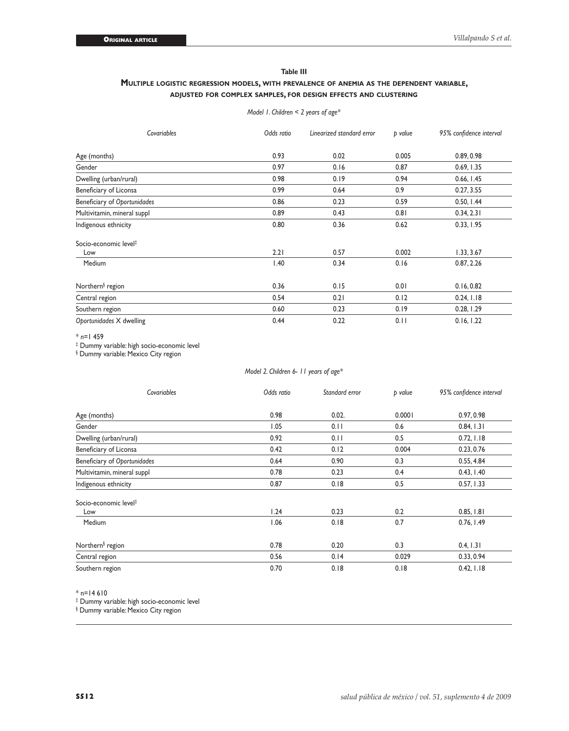**Table III**

**Multiple logistic regression models, with prevalence of anemia as the dependent variable, adjusted for complex samples, for design effects and clustering**

*Model 1. Children < 2 years of age**

| *Covariables* | *Odds ratio* | *Linearized standard error* | *p value* | *95% confidence interval* |
|---|---|---|---|---|
| Age (months) | 0.93 | 0.02 | 0.005 | 0.89, 0.98 |
| Gender | 0.97 | 0.16 | 0.87 | 0.69, 1.35 |
| Dwelling (urban/rural) | 0.98 | 0.19 | 0.94 | 0.66, 1.45 |
| Beneficiary of Liconsa | 0.99 | 0.64 | 0.9 | 0.27, 3.55 |
| Beneficiary of *Oportunidades* | 0.86 | 0.23 | 0.59 | 0.50, 1.44 |
| Multivitamin, mineral suppl | 0.89 | 0.43 | 0.81 | 0.34, 2.31 |
| Indigenous ethnicity | 0.80 | 0.36 | 0.62 | 0.33, 1.95 |
| Socio-economic level‡ | | | | |
| Low | 2.21 | 0.57 | 0.002 | 1.33, 3.67 |
| Medium | 1.40 | 0.34 | 0.16 | 0.87, 2.26 |
| Northern§ region | 0.36 | 0.15 | 0.01 | 0.16, 0.82 |
| Central region | 0.54 | 0.21 | 0.12 | 0.24, 1.18 |
| Southern region | 0.60 | 0.23 | 0.19 | 0.28, 1.29 |
| *Oportunidades* X dwelling | 0.44 | 0.22 | 0.11 | 0.16, 1.22 |

\* *n*=1 459

‡ Dummy variable: high socio-economic level

§ Dummy variable: Mexico City region

*Model 2. Children 6- 11 years of age**

| *Covariables* | *Odds ratio* | *Standard error* | *p value* | *95% confidence interval* |
|---|---|---|---|---|
| Age (months) | 0.98 | 0.02. | 0.0001 | 0.97, 0.98 |
| Gender | 1.05 | 0.11 | 0.6 | 0.84, 1.31 |
| Dwelling (urban/rural) | 0.92 | 0.11 | 0.5 | 0.72, 1.18 |
| Beneficiary of Liconsa | 0.42 | 0.12 | 0.004 | 0.23, 0.76 |
| Beneficiary of *Oportunidades* | 0.64 | 0.90 | 0.3 | 0.55, 4.84 |
| Multivitamin, mineral suppl | 0.78 | 0.23 | 0.4 | 0.43, 1.40 |
| Indigenous ethnicity | 0.87 | 0.18 | 0.5 | 0.57, 1.33 |
| Socio-economic level‡ | | | | |
| Low | 1.24 | 0.23 | 0.2 | 0.85, 1.81 |
| Medium | 1.06 | 0.18 | 0.7 | 0.76, 1.49 |
| Northern§ region | 0.78 | 0.20 | 0.3 | 0.4, 1.31 |
| Central region | 0.56 | 0.14 | 0.029 | 0.33, 0.94 |
| Southern region | 0.70 | 0.18 | 0.18 | 0.42, 1.18 |

\* n=14 610

‡ Dummy variable: high socio-economic level

§ Dummy variable: Mexico City region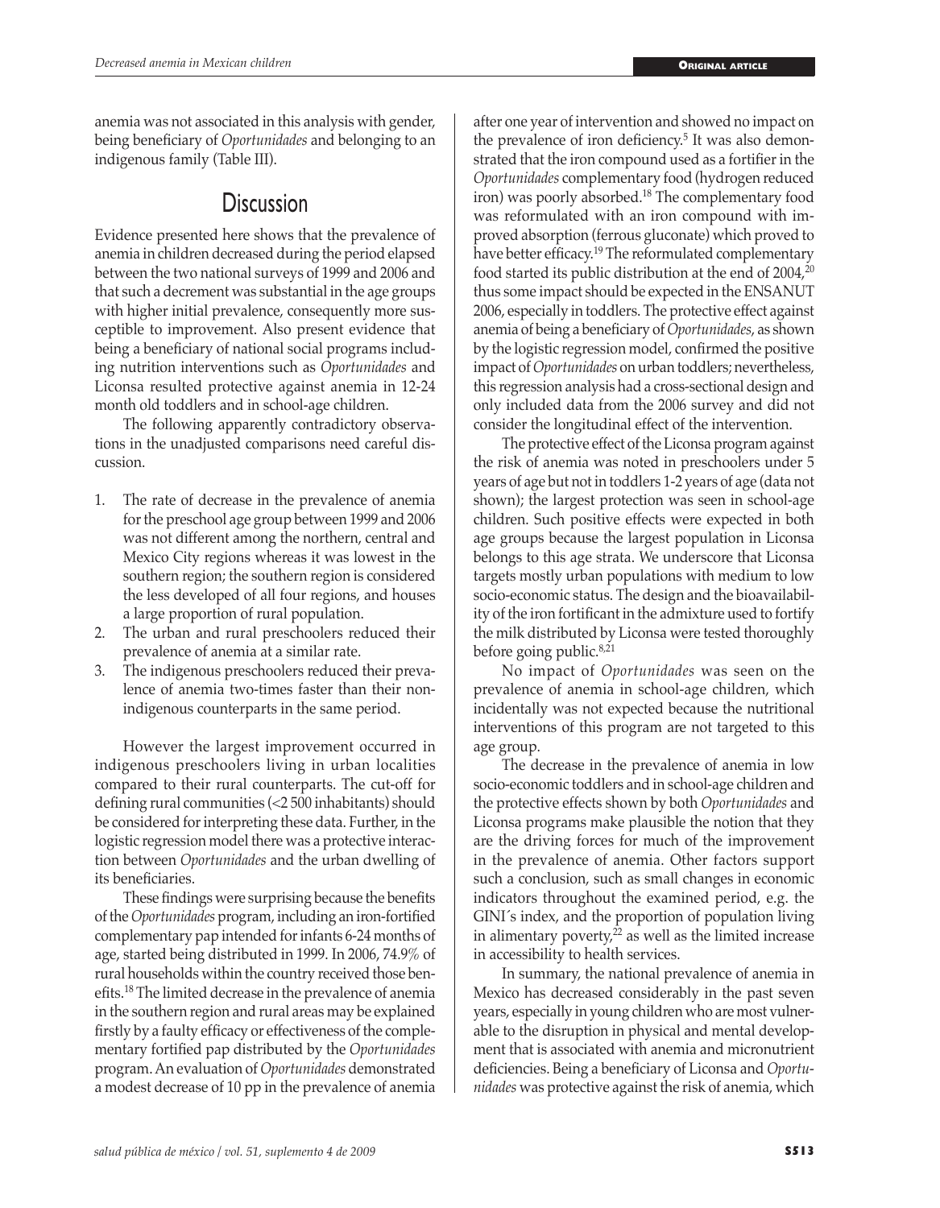anemia was not associated in this analysis with gender, being beneficiary of *Oportunidades* and belonging to an indigenous family (Table III).

## Discussion

Evidence presented here shows that the prevalence of anemia in children decreased during the period elapsed between the two national surveys of 1999 and 2006 and that such a decrement was substantial in the age groups with higher initial prevalence, consequently more susceptible to improvement. Also present evidence that being a beneficiary of national social programs including nutrition interventions such as *Oportunidades* and Liconsa resulted protective against anemia in 12-24 month old toddlers and in school-age children.

The following apparently contradictory observations in the unadjusted comparisons need careful discussion.

1. The rate of decrease in the prevalence of anemia for the preschool age group between 1999 and 2006 was not different among the northern, central and Mexico City regions whereas it was lowest in the southern region; the southern region is considered the less developed of all four regions, and houses a large proportion of rural population.
2. The urban and rural preschoolers reduced their prevalence of anemia at a similar rate.
3. The indigenous preschoolers reduced their prevalence of anemia two-times faster than their non-indigenous counterparts in the same period.

However the largest improvement occurred in indigenous preschoolers living in urban localities compared to their rural counterparts. The cut-off for defining rural communities (<2 500 inhabitants) should be considered for interpreting these data. Further, in the logistic regression model there was a protective interaction between *Oportunidades* and the urban dwelling of its beneficiaries.

These findings were surprising because the benefits of the *Oportunidades* program, including an iron-fortified complementary pap intended for infants 6-24 months of age, started being distributed in 1999. In 2006, 74.9% of rural households within the country received those benefits.[18] The limited decrease in the prevalence of anemia in the southern region and rural areas may be explained firstly by a faulty efficacy or effectiveness of the complementary fortified pap distributed by the *Oportunidades* program. An evaluation of *Oportunidades* demonstrated a modest decrease of 10 pp in the prevalence of anemia after one year of intervention and showed no impact on the prevalence of iron deficiency.[5] It was also demonstrated that the iron compound used as a fortifier in the *Oportunidades* complementary food (hydrogen reduced iron) was poorly absorbed.[18] The complementary food was reformulated with an iron compound with improved absorption (ferrous gluconate) which proved to have better efficacy.[19] The reformulated complementary food started its public distribution at the end of 2004,[20] thus some impact should be expected in the ENSANUT 2006, especially in toddlers. The protective effect against anemia of being a beneficiary of *Oportunidades*, as shown by the logistic regression model, confirmed the positive impact of *Oportunidades* on urban toddlers; nevertheless, this regression analysis had a cross-sectional design and only included data from the 2006 survey and did not consider the longitudinal effect of the intervention.

The protective effect of the Liconsa program against the risk of anemia was noted in preschoolers under 5 years of age but not in toddlers 1-2 years of age (data not shown); the largest protection was seen in school-age children. Such positive effects were expected in both age groups because the largest population in Liconsa belongs to this age strata. We underscore that Liconsa targets mostly urban populations with medium to low socio-economic status. The design and the bioavailability of the iron fortificant in the admixture used to fortify the milk distributed by Liconsa were tested thoroughly before going public.[8,21]

No impact of *Oportunidades* was seen on the prevalence of anemia in school-age children, which incidentally was not expected because the nutritional interventions of this program are not targeted to this age group.

The decrease in the prevalence of anemia in low socio-economic toddlers and in school-age children and the protective effects shown by both *Oportunidades* and Liconsa programs make plausible the notion that they are the driving forces for much of the improvement in the prevalence of anemia. Other factors support such a conclusion, such as small changes in economic indicators throughout the examined period, e.g. the GINI´s index, and the proportion of population living in alimentary poverty,[22] as well as the limited increase in accessibility to health services.

In summary, the national prevalence of anemia in Mexico has decreased considerably in the past seven years, especially in young children who are most vulnerable to the disruption in physical and mental development that is associated with anemia and micronutrient deficiencies. Being a beneficiary of Liconsa and *Oportunidades* was protective against the risk of anemia, which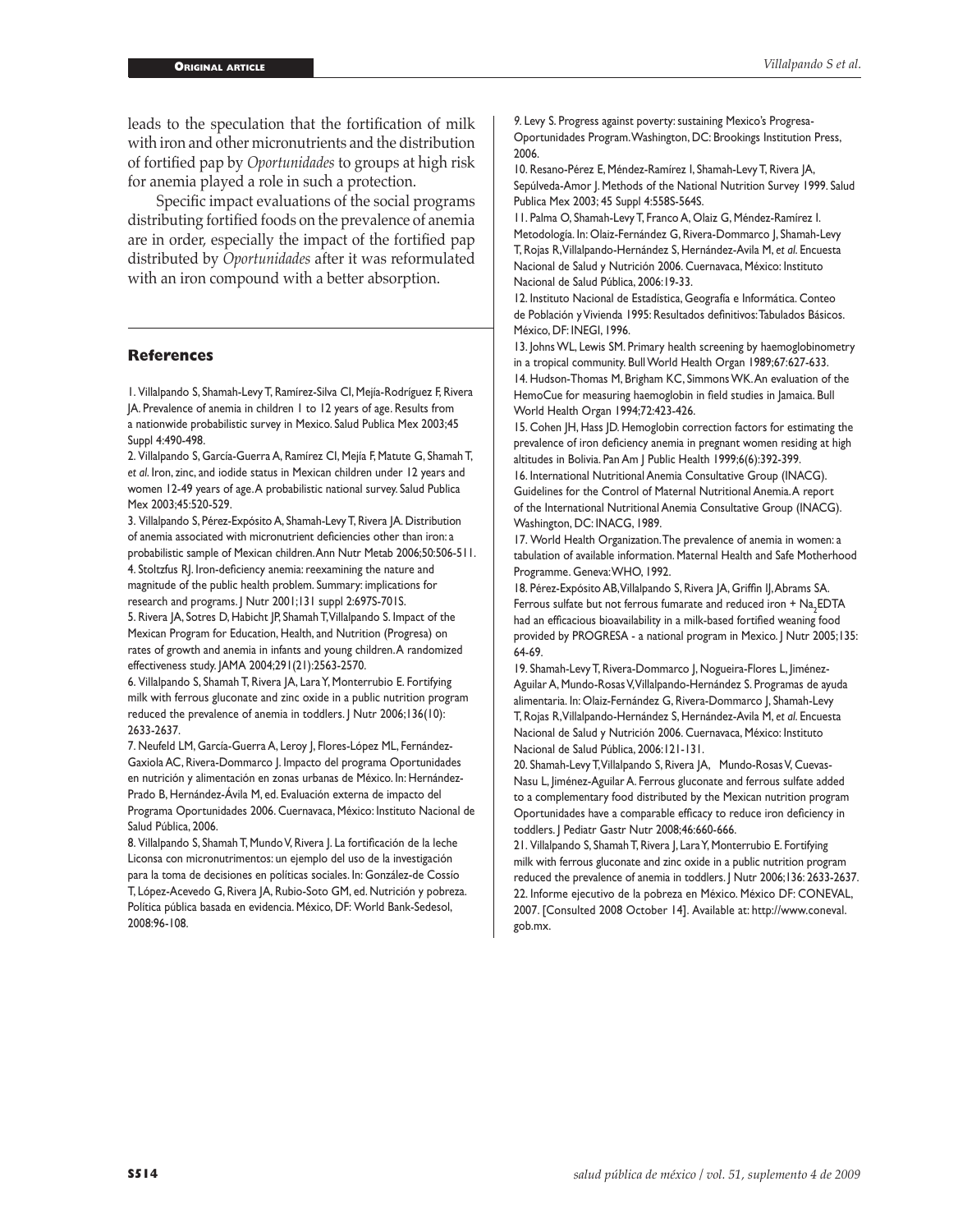leads to the speculation that the fortification of milk with iron and other micronutrients and the distribution of fortified pap by *Oportunidades* to groups at high risk for anemia played a role in such a protection.

Specific impact evaluations of the social programs distributing fortified foods on the prevalence of anemia are in order, especially the impact of the fortified pap distributed by *Oportunidades* after it was reformulated with an iron compound with a better absorption.

## References

1. Villalpando S, Shamah-Levy T, Ramírez-Silva CI, Mejía-Rodríguez F, Rivera JA. Prevalence of anemia in children 1 to 12 years of age. Results from a nationwide probabilistic survey in Mexico. Salud Publica Mex 2003;45 Suppl 4:490-498.
2. Villalpando S, García-Guerra A, Ramírez CI, Mejía F, Matute G, Shamah T, *et al*. Iron, zinc, and iodide status in Mexican children under 12 years and women 12-49 years of age. A probabilistic national survey. Salud Publica Mex 2003;45:520-529.
3. Villalpando S, Pérez-Expósito A, Shamah-Levy T, Rivera JA. Distribution of anemia associated with micronutrient deficiencies other than iron: a probabilistic sample of Mexican children. Ann Nutr Metab 2006;50:506-511.
4. Stoltzfus RJ. Iron-deficiency anemia: reexamining the nature and magnitude of the public health problem. Summary: implications for research and programs. J Nutr 2001;131 suppl 2:697S-701S.
5. Rivera JA, Sotres D, Habicht JP, Shamah T, Villalpando S. Impact of the Mexican Program for Education, Health, and Nutrition (Progresa) on rates of growth and anemia in infants and young children. A randomized effectiveness study. JAMA 2004;291(21):2563-2570.
6. Villalpando S, Shamah T, Rivera JA, Lara Y, Monterrubio E. Fortifying milk with ferrous gluconate and zinc oxide in a public nutrition program reduced the prevalence of anemia in toddlers. J Nutr 2006;136(10): 2633-2637.
7. Neufeld LM, García-Guerra A, Leroy J, Flores-López ML, Fernández-Gaxiola AC, Rivera-Dommarco J. Impacto del programa Oportunidades en nutrición y alimentación en zonas urbanas de México. In: Hernández-Prado B, Hernández-Ávila M, ed. Evaluación externa de impacto del Programa Oportunidades 2006. Cuernavaca, México: Instituto Nacional de Salud Pública, 2006.
8. Villalpando S, Shamah T, Mundo V, Rivera J. La fortificación de la leche Liconsa con micronutrimentos: un ejemplo del uso de la investigación para la toma de decisiones en políticas sociales. In: González-de Cossío T, López-Acevedo G, Rivera JA, Rubio-Soto GM, ed. Nutrición y pobreza. Política pública basada en evidencia. México, DF: World Bank-Sedesol, 2008:96-108.
9. Levy S. Progress against poverty: sustaining Mexico's Progresa-Oportunidades Program. Washington, DC: Brookings Institution Press, 2006.
10. Resano-Pérez E, Méndez-Ramírez I, Shamah-Levy T, Rivera JA, Sepúlveda-Amor J. Methods of the National Nutrition Survey 1999. Salud Publica Mex 2003; 45 Suppl 4:558S-564S.
11. Palma O, Shamah-Levy T, Franco A, Olaiz G, Méndez-Ramírez I. Metodología. In: Olaiz-Fernández G, Rivera-Dommarco J, Shamah-Levy T, Rojas R, Villalpando-Hernández S, Hernández-Avila M, *et al*. Encuesta Nacional de Salud y Nutrición 2006. Cuernavaca, México: Instituto Nacional de Salud Pública, 2006:19-33.
12. Instituto Nacional de Estadística, Geografía e Informática. Conteo de Población y Vivienda 1995: Resultados definitivos: Tabulados Básicos. México, DF: INEGI, 1996.
13. Johns WL, Lewis SM. Primary health screening by haemoglobinometry in a tropical community. Bull World Health Organ 1989;67:627-633.
14. Hudson-Thomas M, Brigham KC, Simmons WK. An evaluation of the HemoCue for measuring haemoglobin in field studies in Jamaica. Bull World Health Organ 1994;72:423-426.
15. Cohen JH, Hass JD. Hemoglobin correction factors for estimating the prevalence of iron deficiency anemia in pregnant women residing at high altitudes in Bolivia. Pan Am J Public Health 1999;6(6):392-399.
16. International Nutritional Anemia Consultative Group (INACG). Guidelines for the Control of Maternal Nutritional Anemia. A report of the International Nutritional Anemia Consultative Group (INACG). Washington, DC: INACG, 1989.
17. World Health Organization. The prevalence of anemia in women: a tabulation of available information. Maternal Health and Safe Motherhood Programme. Geneva: WHO, 1992.
18. Pérez-Expósito AB, Villalpando S, Rivera JA, Griffin IJ, Abrams SA. Ferrous sulfate but not ferrous fumarate and reduced iron + $Na_2$EDTA had an efficacious bioavailability in a milk-based fortified weaning food provided by PROGRESA - a national program in Mexico. J Nutr 2005;135: 64-69.
19. Shamah-Levy T, Rivera-Dommarco J, Nogueira-Flores L, Jiménez-Aguilar A, Mundo-Rosas V, Villalpando-Hernández S. Programas de ayuda alimentaria. In: Olaiz-Fernández G, Rivera-Dommarco J, Shamah-Levy T, Rojas R, Villalpando-Hernández S, Hernández-Avila M, *et al*. Encuesta Nacional de Salud y Nutrición 2006. Cuernavaca, México: Instituto Nacional de Salud Pública, 2006:121-131.
20. Shamah-Levy T, Villalpando S, Rivera JA, Mundo-Rosas V, Cuevas-Nasu L, Jiménez-Aguilar A. Ferrous gluconate and ferrous sulfate added to a complementary food distributed by the Mexican nutrition program Oportunidades have a comparable efficacy to reduce iron deficiency in toddlers. J Pediatr Gastr Nutr 2008;46:660-666.
21. Villalpando S, Shamah T, Rivera J, Lara Y, Monterrubio E. Fortifying milk with ferrous gluconate and zinc oxide in a public nutrition program reduced the prevalence of anemia in toddlers. J Nutr 2006;136: 2633-2637.
22. Informe ejecutivo de la pobreza en México. México DF: CONEVAL, 2007. [Consulted 2008 October 14]. Available at: http://www.coneval.gob.mx.